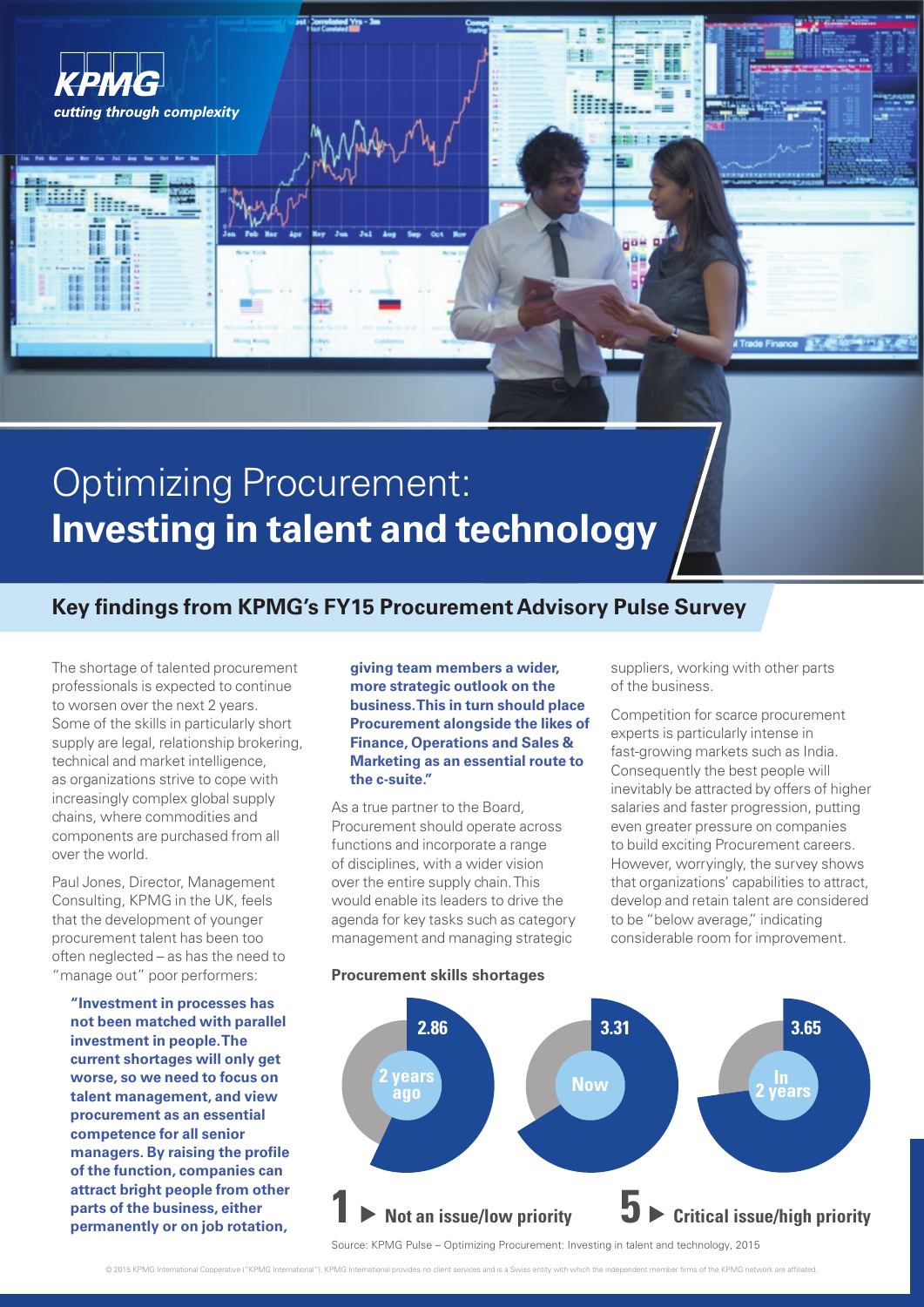KPMG

cutting through complexity

# Optimizing Procurement: **Investing in talent and technology**

## Key findings from KPMG's FY15 Procurement Advisory Pulse Survey

The shortage of talented procurement professionals is expected to continue to worsen over the next 2 years. Some of the skills in particularly short supply are legal, relationship brokering, technical and market intelligence, as organizations strive to cope with increasingly complex global supply chains, where commodities and components are purchased from all over the world.

Paul Jones, Director, Management Consulting, KPMG in the UK, feels that the development of younger procurement talent has been too often neglected – as has the need to "manage out" poor performers:

> **"Investment in processes has not been matched with parallel investment in people. The current shortages will only get worse, so we need to focus on talent management, and view procurement as an essential competence for all senior managers. By raising the profile of the function, companies can attract bright people from other parts of the business, either permanently or on job rotation, giving team members a wider, more strategic outlook on the business. This in turn should place Procurement alongside the likes of Finance, Operations and Sales & Marketing as an essential route to the c-suite."**

As a true partner to the Board, Procurement should operate across functions and incorporate a range of disciplines, with a wider vision over the entire supply chain. This would enable its leaders to drive the agenda for key tasks such as category management and managing strategic suppliers, working with other parts of the business.

Competition for scarce procurement experts is particularly intense in fast-growing markets such as India. Consequently the best people will inevitably be attracted by offers of higher salaries and faster progression, putting even greater pressure on companies to build exciting Procurement careers. However, worryingly, the survey shows that organizations' capabilities to attract, develop and retain talent are considered to be "below average," indicating considerable room for improvement.

**Procurement skills shortages**

2.86
2 years ago

3.31
Now

3.65
In 2 years

1 ▶ Not an issue/low priority

5 ▶ Critical issue/high priority

Source: KPMG Pulse – Optimizing Procurement: Investing in talent and technology, 2015

© 2015 KPMG International Cooperative ("KPMG International"). KPMG International provides no client services and is a Swiss entity with which the independent member firms of the KPMG network are affiliated.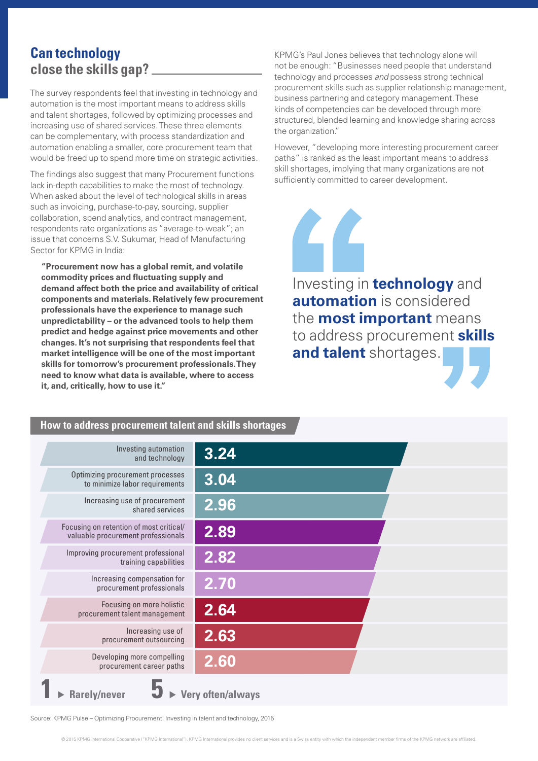## Can technology close the skills gap?

The survey respondents feel that investing in technology and automation is the most important means to address skills and talent shortages, followed by optimizing processes and increasing use of shared services. These three elements can be complementary, with process standardization and automation enabling a smaller, core procurement team that would be freed up to spend more time on strategic activities.

The findings also suggest that many Procurement functions lack in-depth capabilities to make the most of technology. When asked about the level of technological skills in areas such as invoicing, purchase-to-pay, sourcing, supplier collaboration, spend analytics, and contract management, respondents rate organizations as "average-to-weak"; an issue that concerns S.V. Sukumar, Head of Manufacturing Sector for KPMG in India:

> **"Procurement now has a global remit, and volatile commodity prices and fluctuating supply and demand affect both the price and availability of critical components and materials. Relatively few procurement professionals have the experience to manage such unpredictability – or the advanced tools to help them predict and hedge against price movements and other changes. It's not surprising that respondents feel that market intelligence will be one of the most important skills for tomorrow's procurement professionals. They need to know what data is available, where to access it, and, critically, how to use it."**

KPMG's Paul Jones believes that technology alone will not be enough: "Businesses need people that understand technology and processes *and* possess strong technical procurement skills such as supplier relationship management, business partnering and category management. These kinds of competencies can be developed through more structured, blended learning and knowledge sharing across the organization."

However, "developing more interesting procurement career paths" is ranked as the least important means to address skill shortages, implying that many organizations are not sufficiently committed to career development.

> Investing in **technology** and **automation** is considered the **most important** means to address procurement **skills and talent** shortages.

### How to address procurement talent and skills shortages

Investing automation and technology 3.24
Optimizing procurement processes to minimize labor requirements 3.04
Increasing use of procurement shared services 2.96
Focusing on retention of most critical/valuable procurement professionals 2.89
Improving procurement professional training capabilities 2.82
Increasing compensation for procurement professionals 2.70
Focusing on more holistic procurement talent management 2.64
Increasing use of procurement outsourcing 2.63
Developing more compelling procurement career paths 2.60

1 ▶ Rarely/never 5 ▶ Very often/always

Source: KPMG Pulse – Optimizing Procurement: Investing in talent and technology, 2015

© 2015 KPMG International Cooperative ("KPMG International"). KPMG International provides no client services and is a Swiss entity with which the independent member firms of the KPMG network are affiliated.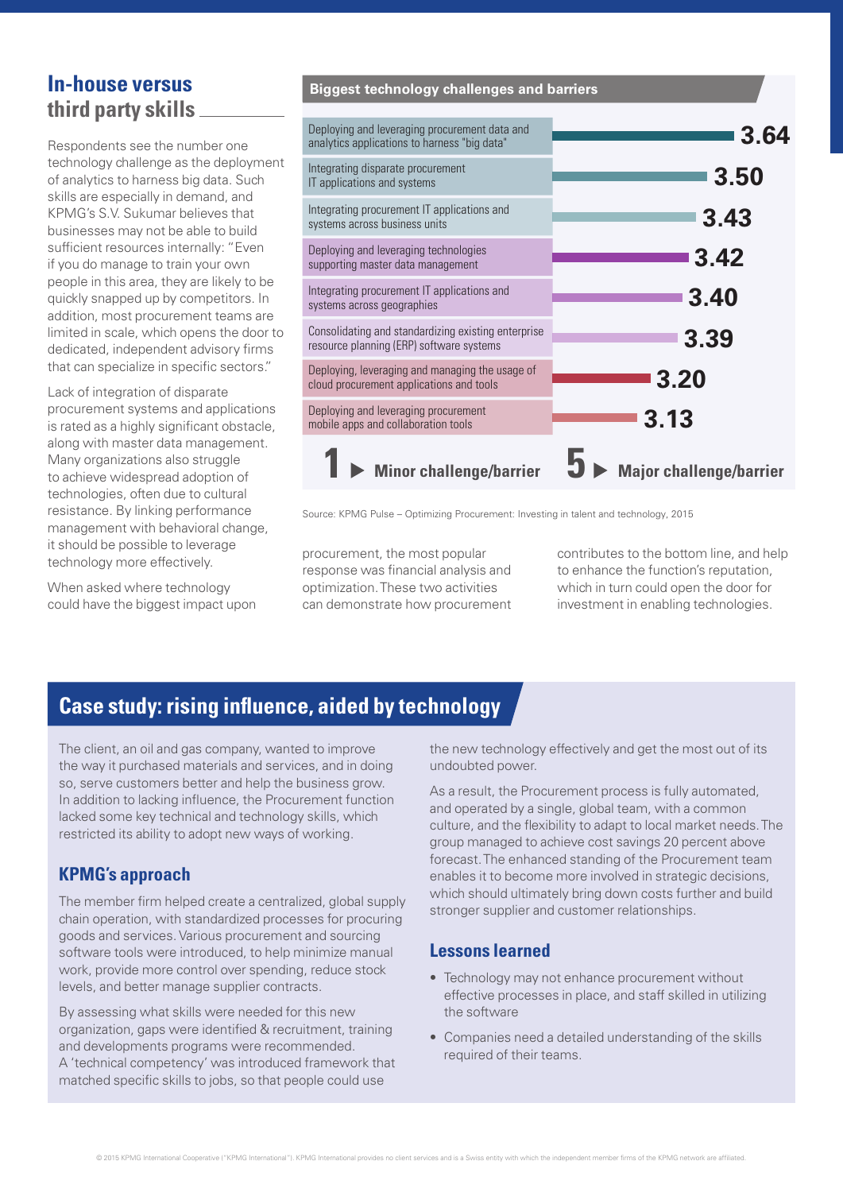## In-house versus third party skills

Respondents see the number one technology challenge as the deployment of analytics to harness big data. Such skills are especially in demand, and KPMG's S.V. Sukumar believes that businesses may not be able to build sufficient resources internally: "Even if you do manage to train your own people in this area, they are likely to be quickly snapped up by competitors. In addition, most procurement teams are limited in scale, which opens the door to dedicated, independent advisory firms that can specialize in specific sectors."

Lack of integration of disparate procurement systems and applications is rated as a highly significant obstacle, along with master data management. Many organizations also struggle to achieve widespread adoption of technologies, often due to cultural resistance. By linking performance management with behavioral change, it should be possible to leverage technology more effectively.

When asked where technology could have the biggest impact upon procurement, the most popular response was financial analysis and optimization. These two activities can demonstrate how procurement contributes to the bottom line, and help to enhance the function's reputation, which in turn could open the door for investment in enabling technologies.

**Biggest technology challenges and barriers**

Deploying and leveraging procurement data and analytics applications to harness "big data" 3.64

Integrating disparate procurement IT applications and systems 3.50

Integrating procurement IT applications and systems across business units 3.43

Deploying and leveraging technologies supporting master data management 3.42

Integrating procurement IT applications and systems across geographies 3.40

Consolidating and standardizing existing enterprise resource planning (ERP) software systems 3.39

Deploying, leveraging and managing the usage of cloud procurement applications and tools 3.20

Deploying and leveraging procurement mobile apps and collaboration tools 3.13

1 ▶ Minor challenge/barrier   5 ▶ Major challenge/barrier

Source: KPMG Pulse – Optimizing Procurement: Investing in talent and technology, 2015

## Case study: rising influence, aided by technology

The client, an oil and gas company, wanted to improve the way it purchased materials and services, and in doing so, serve customers better and help the business grow. In addition to lacking influence, the Procurement function lacked some key technical and technology skills, which restricted its ability to adopt new ways of working.

### KPMG's approach

The member firm helped create a centralized, global supply chain operation, with standardized processes for procuring goods and services. Various procurement and sourcing software tools were introduced, to help minimize manual work, provide more control over spending, reduce stock levels, and better manage supplier contracts.

By assessing what skills were needed for this new organization, gaps were identified & recruitment, training and developments programs were recommended. A 'technical competency' was introduced framework that matched specific skills to jobs, so that people could use the new technology effectively and get the most out of its undoubted power.

As a result, the Procurement process is fully automated, and operated by a single, global team, with a common culture, and the flexibility to adapt to local market needs. The group managed to achieve cost savings 20 percent above forecast. The enhanced standing of the Procurement team enables it to become more involved in strategic decisions, which should ultimately bring down costs further and build stronger supplier and customer relationships.

### Lessons learned

- Technology may not enhance procurement without effective processes in place, and staff skilled in utilizing the software
- Companies need a detailed understanding of the skills required of their teams.

© 2015 KPMG International Cooperative ("KPMG International"). KPMG International provides no client services and is a Swiss entity with which the independent member firms of the KPMG network are affiliated.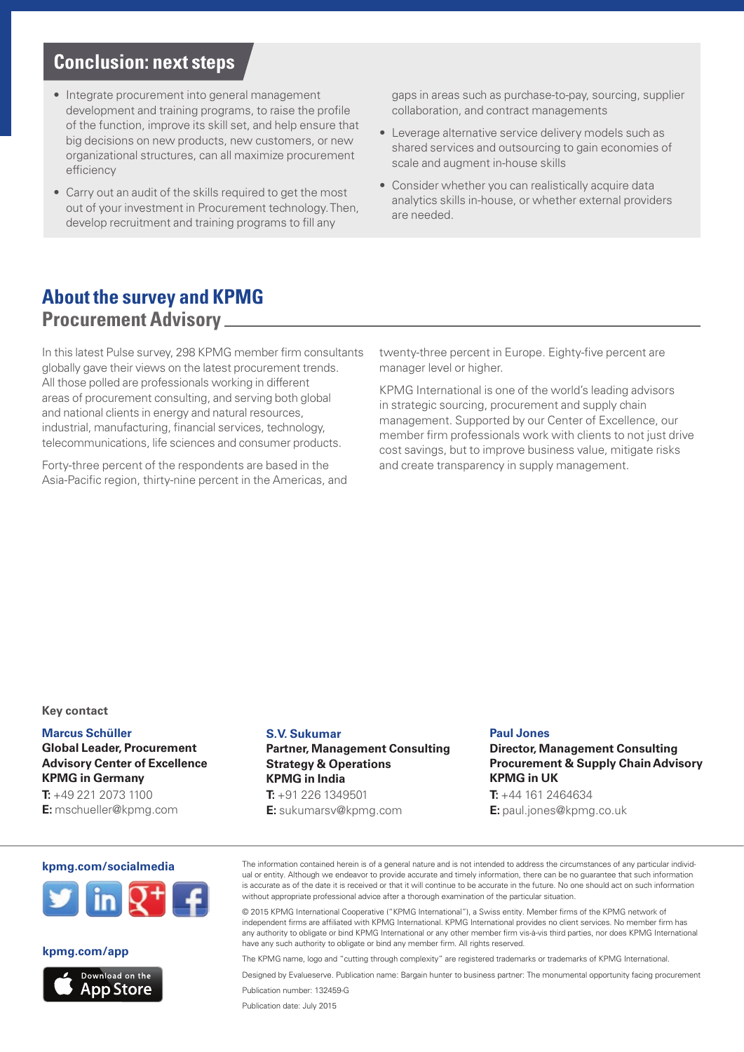## Conclusion: next steps

- Integrate procurement into general management development and training programs, to raise the profile of the function, improve its skill set, and help ensure that big decisions on new products, new customers, or new organizational structures, can all maximize procurement efficiency
- Carry out an audit of the skills required to get the most out of your investment in Procurement technology. Then, develop recruitment and training programs to fill any gaps in areas such as purchase-to-pay, sourcing, supplier collaboration, and contract managements
- Leverage alternative service delivery models such as shared services and outsourcing to gain economies of scale and augment in-house skills
- Consider whether you can realistically acquire data analytics skills in-house, or whether external providers are needed.

## About the survey and KPMG Procurement Advisory

In this latest Pulse survey, 298 KPMG member firm consultants globally gave their views on the latest procurement trends. All those polled are professionals working in different areas of procurement consulting, and serving both global and national clients in energy and natural resources, industrial, manufacturing, financial services, technology, telecommunications, life sciences and consumer products.

Forty-three percent of the respondents are based in the Asia-Pacific region, thirty-nine percent in the Americas, and twenty-three percent in Europe. Eighty-five percent are manager level or higher.

KPMG International is one of the world's leading advisors in strategic sourcing, procurement and supply chain management. Supported by our Center of Excellence, our member firm professionals work with clients to not just drive cost savings, but to improve business value, mitigate risks and create transparency in supply management.

**Key contact**

**Marcus Schüller**
**Global Leader, Procurement Advisory Center of Excellence**
**KPMG in Germany**
**T:** +49 221 2073 1100
**E:** mschueller@kpmg.com

**S.V. Sukumar**
**Partner, Management Consulting Strategy & Operations**
**KPMG in India**
**T:** +91 226 1349501
**E:** sukumarsv@kpmg.com

**Paul Jones**
**Director, Management Consulting Procurement & Supply Chain Advisory**
**KPMG in UK**
**T:** +44 161 2464634
**E:** paul.jones@kpmg.co.uk

**kpmg.com/socialmedia**

**kpmg.com/app**

Download on the App Store

The information contained herein is of a general nature and is not intended to address the circumstances of any particular individual or entity. Although we endeavor to provide accurate and timely information, there can be no guarantee that such information is accurate as of the date it is received or that it will continue to be accurate in the future. No one should act on such information without appropriate professional advice after a thorough examination of the particular situation.

© 2015 KPMG International Cooperative ("KPMG International"), a Swiss entity. Member firms of the KPMG network of independent firms are affiliated with KPMG International. KPMG International provides no client services. No member firm has any authority to obligate or bind KPMG International or any other member firm vis-à-vis third parties, nor does KPMG International have any such authority to obligate or bind any member firm. All rights reserved.

The KPMG name, logo and "cutting through complexity" are registered trademarks or trademarks of KPMG International.

Designed by Evalueserve. Publication name: Bargain hunter to business partner: The monumental opportunity facing procurement

Publication number: 132459-G

Publication date: July 2015